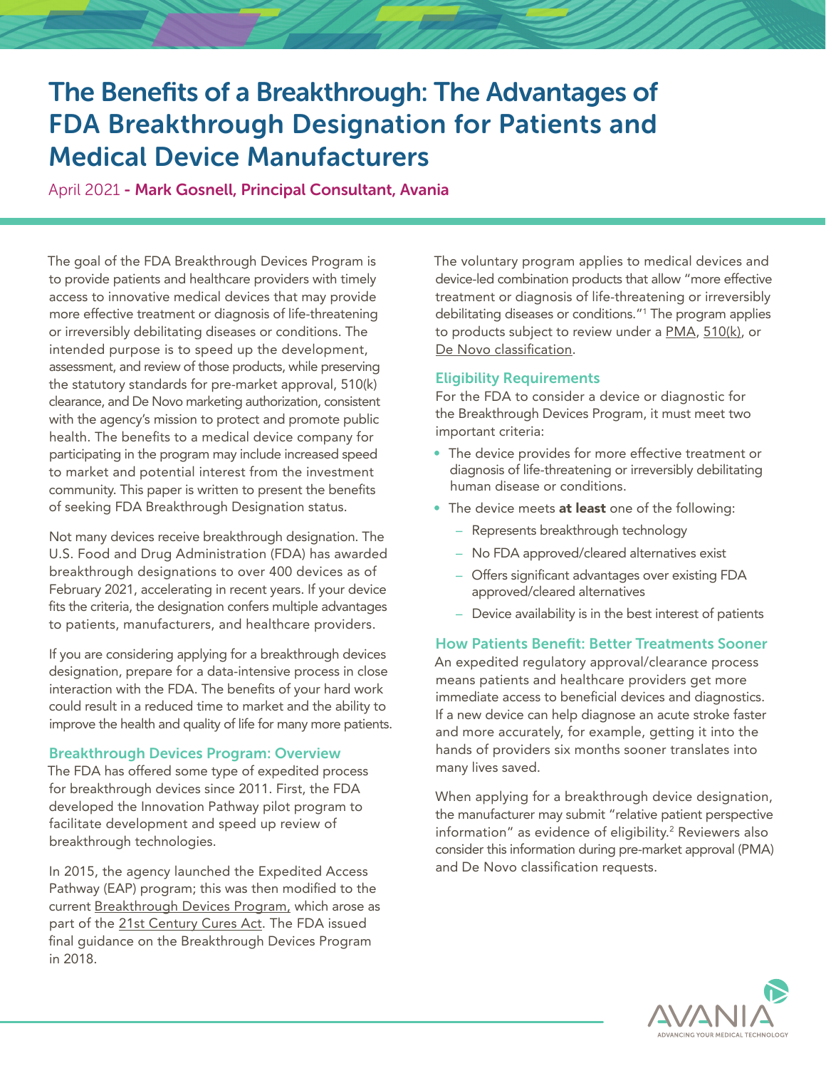# The Benefits of a Breakthrough: The Advantages of FDA Breakthrough Designation for Patients and Medical Device Manufacturers

April 2021 - **Mark Gosnell, Principal Consultant, Avania**

The goal of the FDA Breakthrough Devices Program is to provide patients and healthcare providers with timely access to innovative medical devices that may provide more effective treatment or diagnosis of life-threatening or irreversibly debilitating diseases or conditions. The intended purpose is to speed up the development, assessment, and review of those products, while preserving the statutory standards for pre-market approval, 510(k) clearance, and De Novo marketing authorization, consistent with the agency's mission to protect and promote public health. The benefits to a medical device company for participating in the program may include increased speed to market and potential interest from the investment community. This paper is written to present the benefits of seeking FDA Breakthrough Designation status.

Not many devices receive breakthrough designation. The U.S. Food and Drug Administration (FDA) has awarded breakthrough designations to over 400 devices as of February 2021, accelerating in recent years. If your device fits the criteria, the designation confers multiple advantages to patients, manufacturers, and healthcare providers.

If you are considering applying for a breakthrough devices designation, prepare for a data-intensive process in close interaction with the FDA. The benefits of your hard work could result in a reduced time to market and the ability to improve the health and quality of life for many more patients.

## Breakthrough Devices Program: Overview

The FDA has offered some type of expedited process for breakthrough devices since 2011. First, the FDA developed the Innovation Pathway pilot program to facilitate development and speed up review of breakthrough technologies.

In 2015, the agency launched the Expedited Access Pathway (EAP) program; this was then modified to the current Breakthrough Devices Program, which arose as part of the 21st Century Cures Act. The FDA issued final guidance on the Breakthrough Devices Program in 2018.

The voluntary program applies to medical devices and device-led combination products that allow "more effective treatment or diagnosis of life-threatening or irreversibly debilitating diseases or conditions."[1] The program applies to products subject to review under a PMA, 510(k), or De Novo classification.

## Eligibility Requirements

For the FDA to consider a device or diagnostic for the Breakthrough Devices Program, it must meet two important criteria:

- The device provides for more effective treatment or diagnosis of life-threatening or irreversibly debilitating human disease or conditions.
- The device meets **at least** one of the following:
  - Represents breakthrough technology
  - No FDA approved/cleared alternatives exist
  - Offers significant advantages over existing FDA approved/cleared alternatives
  - Device availability is in the best interest of patients

## How Patients Benefit: Better Treatments Sooner

An expedited regulatory approval/clearance process means patients and healthcare providers get more immediate access to beneficial devices and diagnostics. If a new device can help diagnose an acute stroke faster and more accurately, for example, getting it into the hands of providers six months sooner translates into many lives saved.

When applying for a breakthrough device designation, the manufacturer may submit "relative patient perspective information" as evidence of eligibility.[2] Reviewers also consider this information during pre-market approval (PMA) and De Novo classification requests.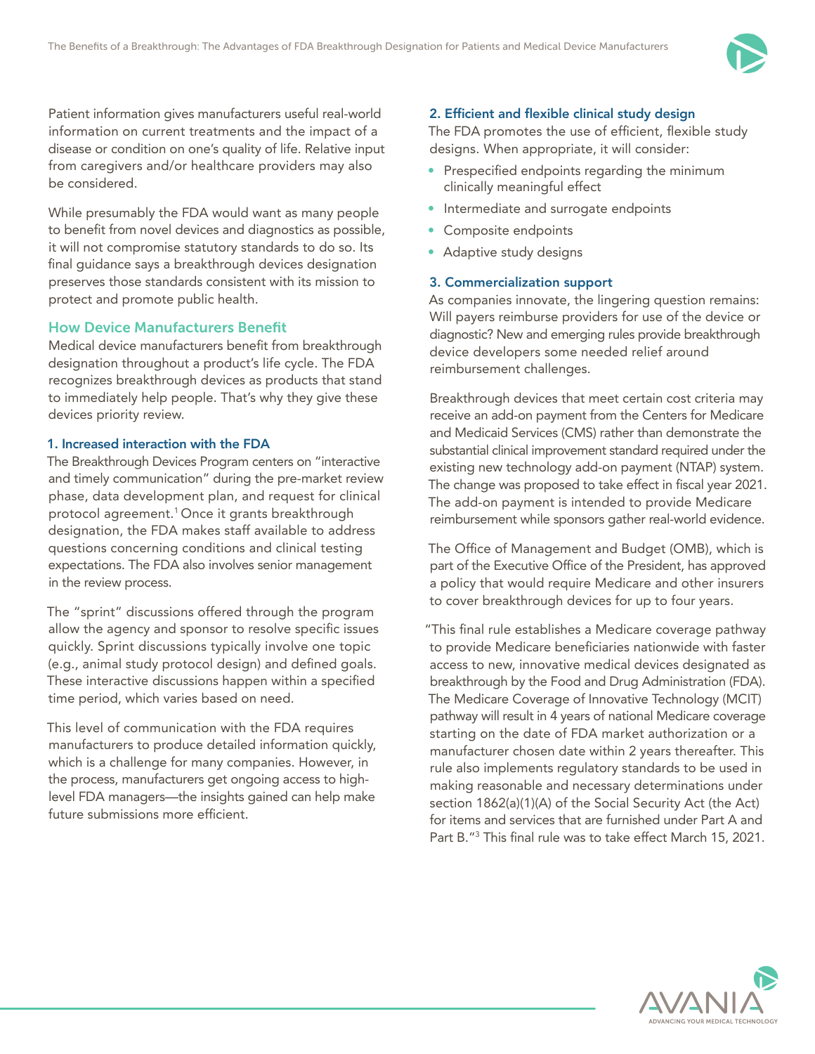Patient information gives manufacturers useful real-world information on current treatments and the impact of a disease or condition on one's quality of life. Relative input from caregivers and/or healthcare providers may also be considered.

While presumably the FDA would want as many people to benefit from novel devices and diagnostics as possible, it will not compromise statutory standards to do so. Its final guidance says a breakthrough devices designation preserves those standards consistent with its mission to protect and promote public health.

## How Device Manufacturers Benefit

Medical device manufacturers benefit from breakthrough designation throughout a product's life cycle. The FDA recognizes breakthrough devices as products that stand to immediately help people. That's why they give these devices priority review.

### 1. Increased interaction with the FDA

The Breakthrough Devices Program centers on "interactive and timely communication" during the pre-market review phase, data development plan, and request for clinical protocol agreement.[1] Once it grants breakthrough designation, the FDA makes staff available to address questions concerning conditions and clinical testing expectations. The FDA also involves senior management in the review process.

The "sprint" discussions offered through the program allow the agency and sponsor to resolve specific issues quickly. Sprint discussions typically involve one topic (e.g., animal study protocol design) and defined goals. These interactive discussions happen within a specified time period, which varies based on need.

This level of communication with the FDA requires manufacturers to produce detailed information quickly, which is a challenge for many companies. However, in the process, manufacturers get ongoing access to high-level FDA managers—the insights gained can help make future submissions more efficient.

### 2. Efficient and flexible clinical study design

The FDA promotes the use of efficient, flexible study designs. When appropriate, it will consider:

- Prespecified endpoints regarding the minimum clinically meaningful effect
- Intermediate and surrogate endpoints
- Composite endpoints
- Adaptive study designs

### 3. Commercialization support

As companies innovate, the lingering question remains: Will payers reimburse providers for use of the device or diagnostic? New and emerging rules provide breakthrough device developers some needed relief around reimbursement challenges.

Breakthrough devices that meet certain cost criteria may receive an add-on payment from the Centers for Medicare and Medicaid Services (CMS) rather than demonstrate the substantial clinical improvement standard required under the existing new technology add-on payment (NTAP) system. The change was proposed to take effect in fiscal year 2021. The add-on payment is intended to provide Medicare reimbursement while sponsors gather real-world evidence.

The Office of Management and Budget (OMB), which is part of the Executive Office of the President, has approved a policy that would require Medicare and other insurers to cover breakthrough devices for up to four years.

"This final rule establishes a Medicare coverage pathway to provide Medicare beneficiaries nationwide with faster access to new, innovative medical devices designated as breakthrough by the Food and Drug Administration (FDA). The Medicare Coverage of Innovative Technology (MCIT) pathway will result in 4 years of national Medicare coverage starting on the date of FDA market authorization or a manufacturer chosen date within 2 years thereafter. This rule also implements regulatory standards to be used in making reasonable and necessary determinations under section 1862(a)(1)(A) of the Social Security Act (the Act) for items and services that are furnished under Part A and Part B."[3] This final rule was to take effect March 15, 2021.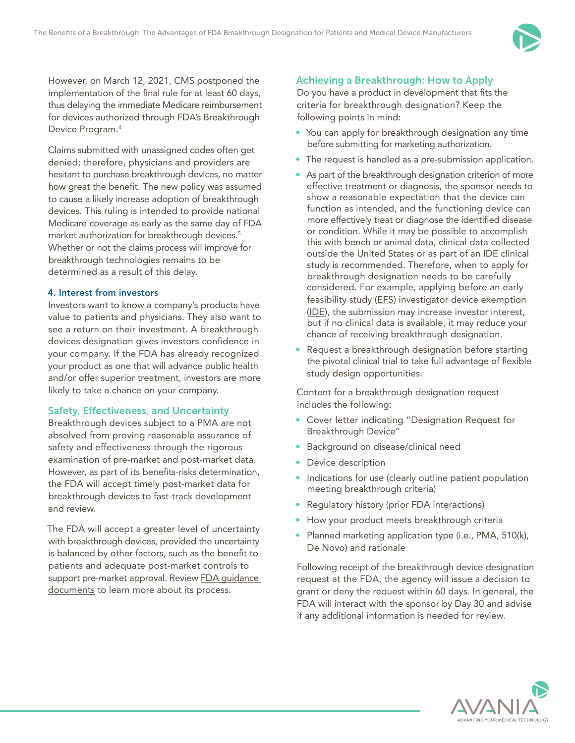However, on March 12, 2021, CMS postponed the implementation of the final rule for at least 60 days, thus delaying the immediate Medicare reimbursement for devices authorized through FDA's Breakthrough Device Program.[4]

Claims submitted with unassigned codes often get denied; therefore, physicians and providers are hesitant to purchase breakthrough devices, no matter how great the benefit. The new policy was assumed to cause a likely increase adoption of breakthrough devices. This ruling is intended to provide national Medicare coverage as early as the same day of FDA market authorization for breakthrough devices.[5] Whether or not the claims process will improve for breakthrough technologies remains to be determined as a result of this delay.

#### 4. Interest from investors

Investors want to know a company's products have value to patients and physicians. They also want to see a return on their investment. A breakthrough devices designation gives investors confidence in your company. If the FDA has already recognized your product as one that will advance public health and/or offer superior treatment, investors are more likely to take a chance on your company.

### Safety, Effectiveness, and Uncertainty

Breakthrough devices subject to a PMA are not absolved from proving reasonable assurance of safety and effectiveness through the rigorous examination of pre-market and post-market data. However, as part of its benefits-risks determination, the FDA will accept timely post-market data for breakthrough devices to fast-track development and review.

The FDA will accept a greater level of uncertainty with breakthrough devices, provided the uncertainty is balanced by other factors, such as the benefit to patients and adequate post-market controls to support pre-market approval. Review FDA guidance documents to learn more about its process.

### Achieving a Breakthrough: How to Apply

Do you have a product in development that fits the criteria for breakthrough designation? Keep the following points in mind:

- You can apply for breakthrough designation any time before submitting for marketing authorization.
- The request is handled as a pre-submission application.
- As part of the breakthrough designation criterion of more effective treatment or diagnosis, the sponsor needs to show a reasonable expectation that the device can function as intended, and the functioning device can more effectively treat or diagnose the identified disease or condition. While it may be possible to accomplish this with bench or animal data, clinical data collected outside the United States or as part of an IDE clinical study is recommended. Therefore, when to apply for breakthrough designation needs to be carefully considered. For example, applying before an early feasibility study (EFS) investigator device exemption (IDE), the submission may increase investor interest, but if no clinical data is available, it may reduce your chance of receiving breakthrough designation.
- Request a breakthrough designation before starting the pivotal clinical trial to take full advantage of flexible study design opportunities.

Content for a breakthrough designation request includes the following:

- Cover letter indicating "Designation Request for Breakthrough Device"
- Background on disease/clinical need
- Device description
- Indications for use (clearly outline patient population meeting breakthrough criteria)
- Regulatory history (prior FDA interactions)
- How your product meets breakthrough criteria
- Planned marketing application type (i.e., PMA, 510(k), De Novo) and rationale

Following receipt of the breakthrough device designation request at the FDA, the agency will issue a decision to grant or deny the request within 60 days. In general, the FDA will interact with the sponsor by Day 30 and advise if any additional information is needed for review.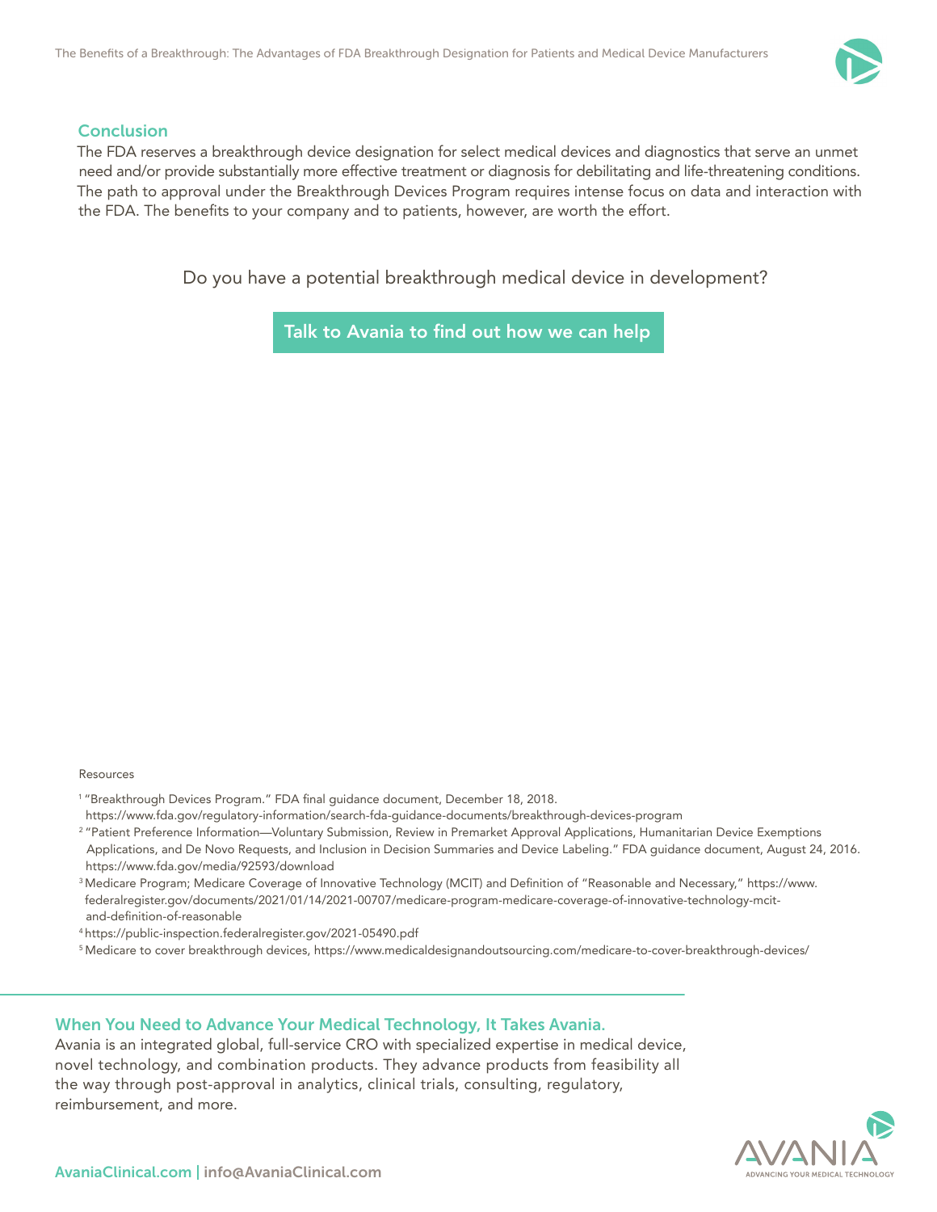## Conclusion

The FDA reserves a breakthrough device designation for select medical devices and diagnostics that serve an unmet need and/or provide substantially more effective treatment or diagnosis for debilitating and life-threatening conditions. The path to approval under the Breakthrough Devices Program requires intense focus on data and interaction with the FDA. The benefits to your company and to patients, however, are worth the effort.

Do you have a potential breakthrough medical device in development?

**Talk to Avania to find out how we can help**

Resources

[1] "Breakthrough Devices Program." FDA final guidance document, December 18, 2018. https://www.fda.gov/regulatory-information/search-fda-guidance-documents/breakthrough-devices-program

[2] "Patient Preference Information—Voluntary Submission, Review in Premarket Approval Applications, Humanitarian Device Exemptions Applications, and De Novo Requests, and Inclusion in Decision Summaries and Device Labeling." FDA guidance document, August 24, 2016. https://www.fda.gov/media/92593/download

[3] Medicare Program; Medicare Coverage of Innovative Technology (MCIT) and Definition of "Reasonable and Necessary," https://www.federalregister.gov/documents/2021/01/14/2021-00707/medicare-program-medicare-coverage-of-innovative-technology-mcit-and-definition-of-reasonable

[4] https://public-inspection.federalregister.gov/2021-05490.pdf

[5] Medicare to cover breakthrough devices, https://www.medicaldesignandoutsourcing.com/medicare-to-cover-breakthrough-devices/

### When You Need to Advance Your Medical Technology, It Takes Avania.

Avania is an integrated global, full-service CRO with specialized expertise in medical device, novel technology, and combination products. They advance products from feasibility all the way through post-approval in analytics, clinical trials, consulting, regulatory, reimbursement, and more.

AvaniaClinical.com | info@AvaniaClinical.com

AVANIA
ADVANCING YOUR MEDICAL TECHNOLOGY